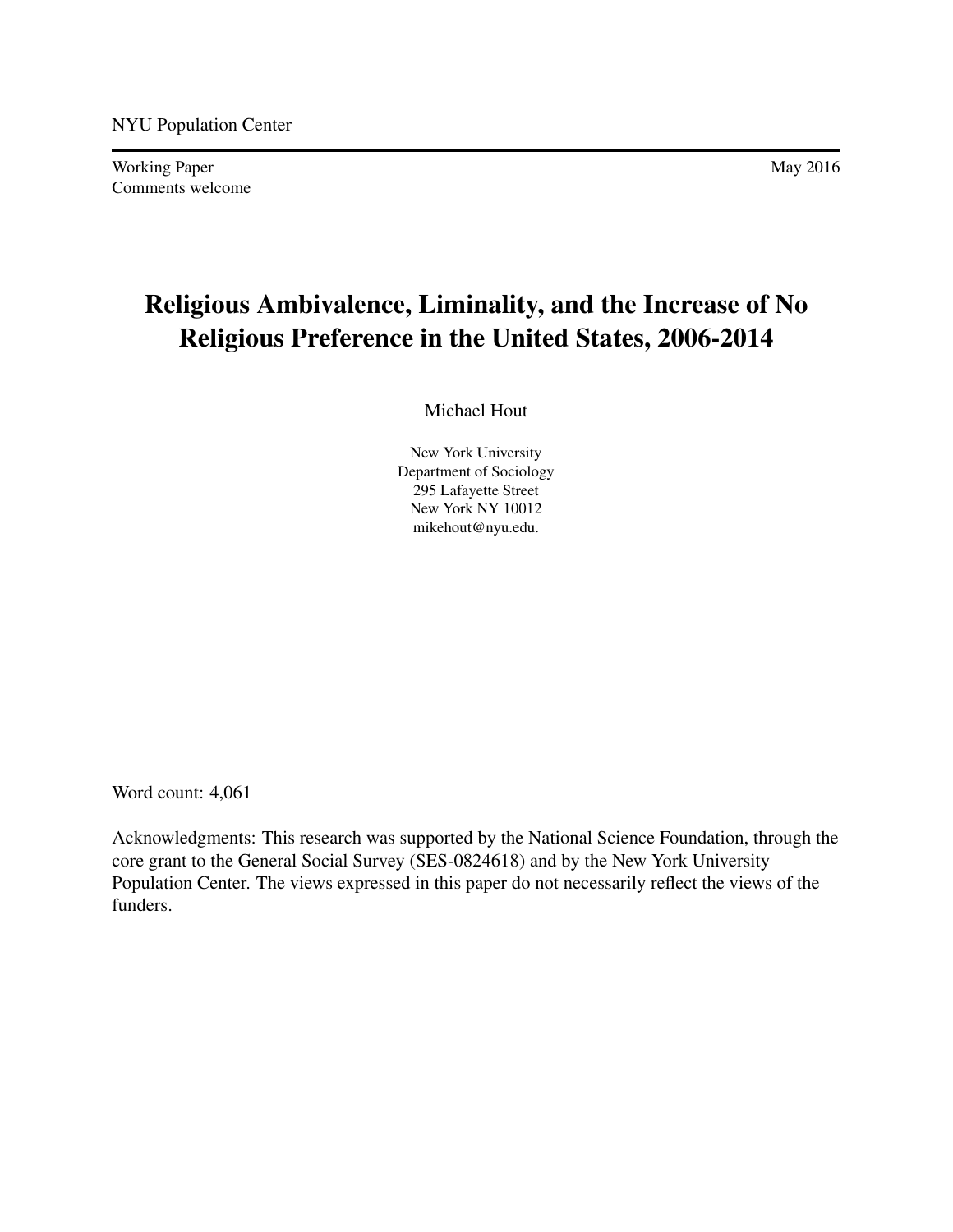NYU Population Center

Working Paper
Comments welcome

May 2016

# Religious Ambivalence, Liminality, and the Increase of No Religious Preference in the United States, 2006-2014

Michael Hout

New York University
Department of Sociology
295 Lafayette Street
New York NY 10012
mikehout@nyu.edu.

Word count: 4,061

Acknowledgments: This research was supported by the National Science Foundation, through the core grant to the General Social Survey (SES-0824618) and by the New York University Population Center. The views expressed in this paper do not necessarily reflect the views of the funders.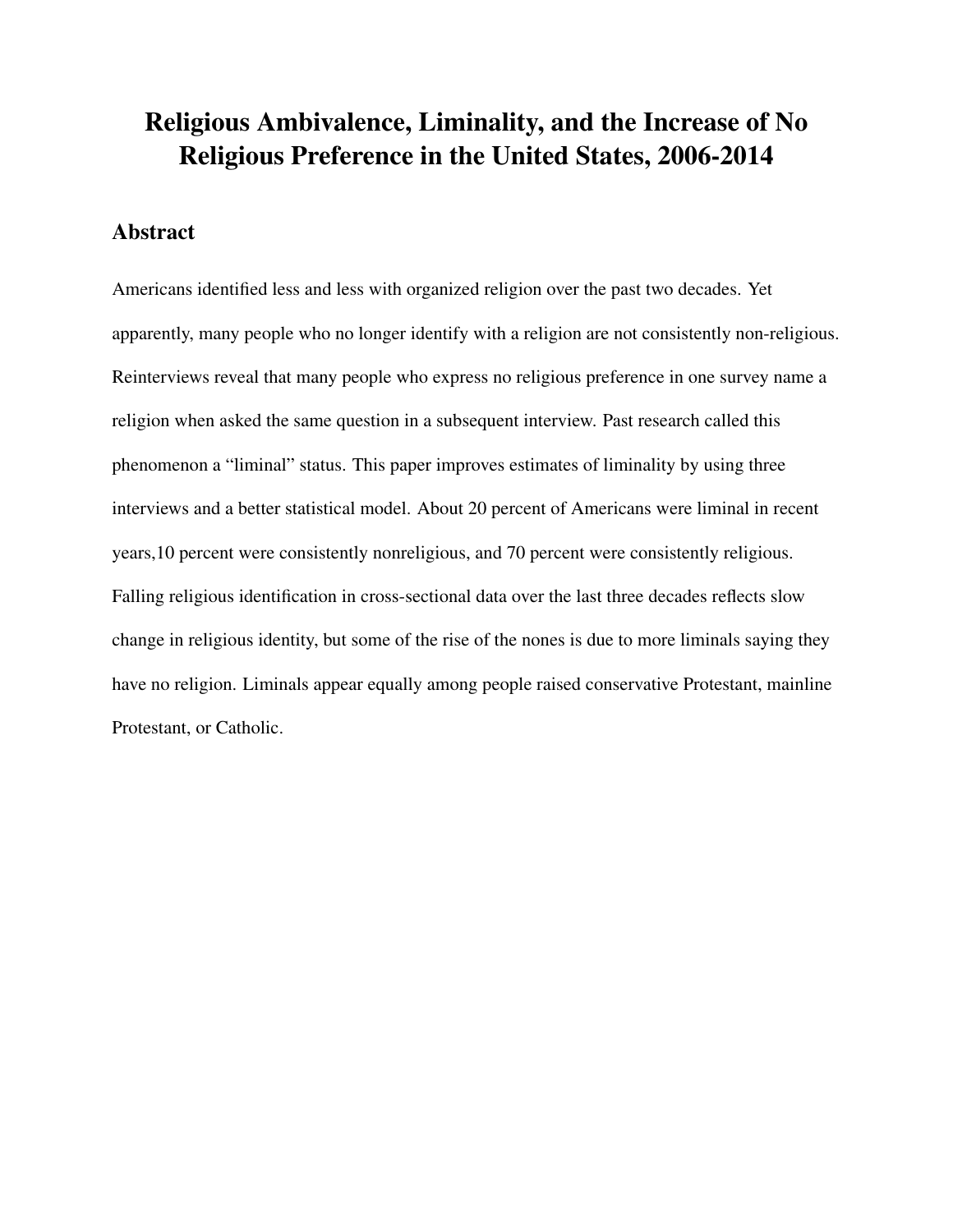# Religious Ambivalence, Liminality, and the Increase of No Religious Preference in the United States, 2006-2014

## Abstract

Americans identified less and less with organized religion over the past two decades. Yet apparently, many people who no longer identify with a religion are not consistently non-religious. Reinterviews reveal that many people who express no religious preference in one survey name a religion when asked the same question in a subsequent interview. Past research called this phenomenon a "liminal" status. This paper improves estimates of liminality by using three interviews and a better statistical model. About 20 percent of Americans were liminal in recent years,10 percent were consistently nonreligious, and 70 percent were consistently religious. Falling religious identification in cross-sectional data over the last three decades reflects slow change in religious identity, but some of the rise of the nones is due to more liminals saying they have no religion. Liminals appear equally among people raised conservative Protestant, mainline Protestant, or Catholic.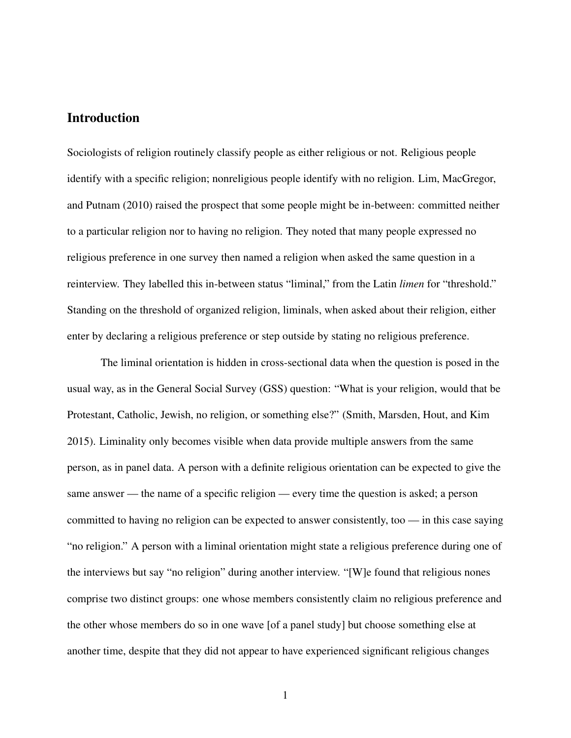## Introduction

Sociologists of religion routinely classify people as either religious or not. Religious people identify with a specific religion; nonreligious people identify with no religion. Lim, MacGregor, and Putnam (2010) raised the prospect that some people might be in-between: committed neither to a particular religion nor to having no religion. They noted that many people expressed no religious preference in one survey then named a religion when asked the same question in a reinterview. They labelled this in-between status "liminal," from the Latin *limen* for "threshold." Standing on the threshold of organized religion, liminals, when asked about their religion, either enter by declaring a religious preference or step outside by stating no religious preference.

The liminal orientation is hidden in cross-sectional data when the question is posed in the usual way, as in the General Social Survey (GSS) question: "What is your religion, would that be Protestant, Catholic, Jewish, no religion, or something else?" (Smith, Marsden, Hout, and Kim 2015). Liminality only becomes visible when data provide multiple answers from the same person, as in panel data. A person with a definite religious orientation can be expected to give the same answer — the name of a specific religion — every time the question is asked; a person committed to having no religion can be expected to answer consistently, too — in this case saying "no religion." A person with a liminal orientation might state a religious preference during one of the interviews but say "no religion" during another interview. "[W]e found that religious nones comprise two distinct groups: one whose members consistently claim no religious preference and the other whose members do so in one wave [of a panel study] but choose something else at another time, despite that they did not appear to have experienced significant religious changes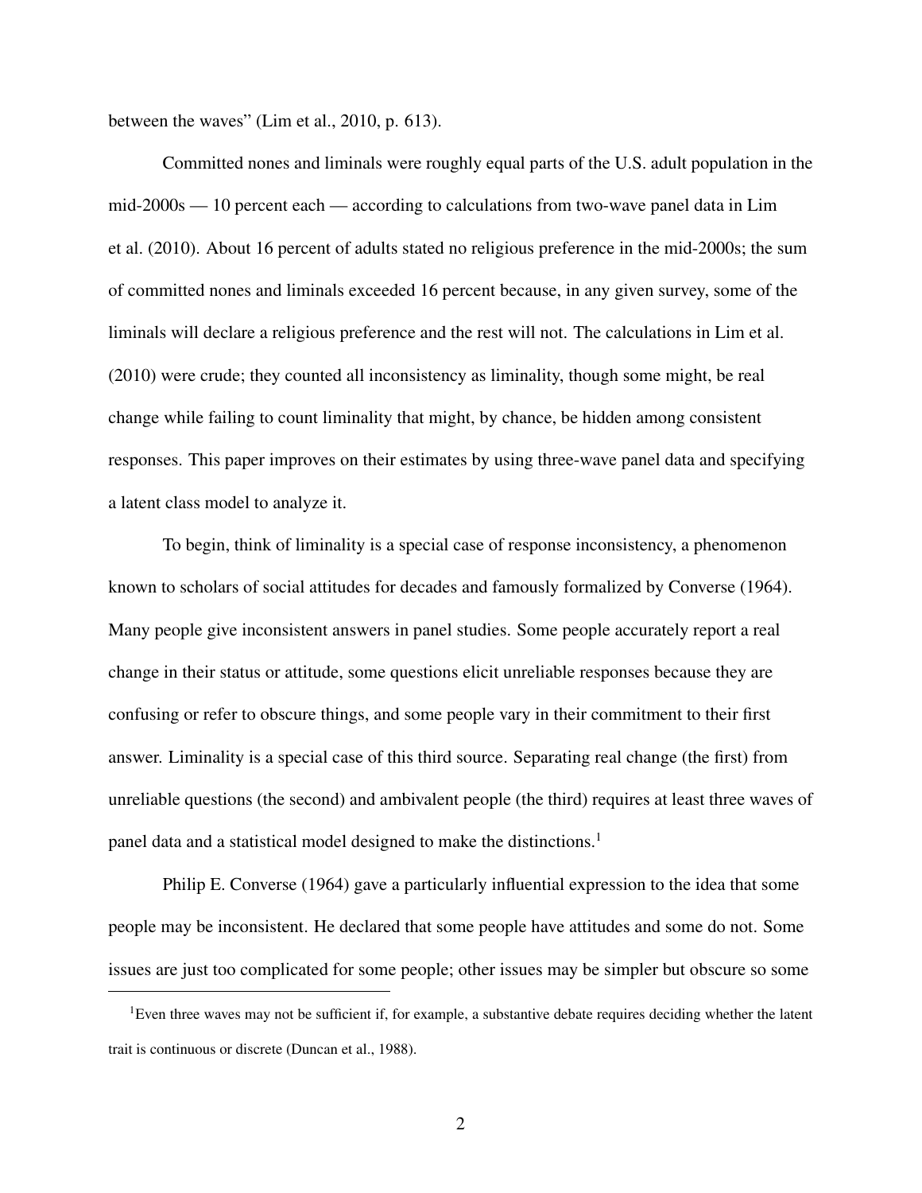between the waves" (Lim et al., 2010, p. 613).

Committed nones and liminals were roughly equal parts of the U.S. adult population in the mid-2000s — 10 percent each — according to calculations from two-wave panel data in Lim et al. (2010). About 16 percent of adults stated no religious preference in the mid-2000s; the sum of committed nones and liminals exceeded 16 percent because, in any given survey, some of the liminals will declare a religious preference and the rest will not. The calculations in Lim et al. (2010) were crude; they counted all inconsistency as liminality, though some might, be real change while failing to count liminality that might, by chance, be hidden among consistent responses. This paper improves on their estimates by using three-wave panel data and specifying a latent class model to analyze it.

To begin, think of liminality is a special case of response inconsistency, a phenomenon known to scholars of social attitudes for decades and famously formalized by Converse (1964). Many people give inconsistent answers in panel studies. Some people accurately report a real change in their status or attitude, some questions elicit unreliable responses because they are confusing or refer to obscure things, and some people vary in their commitment to their first answer. Liminality is a special case of this third source. Separating real change (the first) from unreliable questions (the second) and ambivalent people (the third) requires at least three waves of panel data and a statistical model designed to make the distinctions.[1]

Philip E. Converse (1964) gave a particularly influential expression to the idea that some people may be inconsistent. He declared that some people have attitudes and some do not. Some issues are just too complicated for some people; other issues may be simpler but obscure so some

[1] Even three waves may not be sufficient if, for example, a substantive debate requires deciding whether the latent trait is continuous or discrete (Duncan et al., 1988).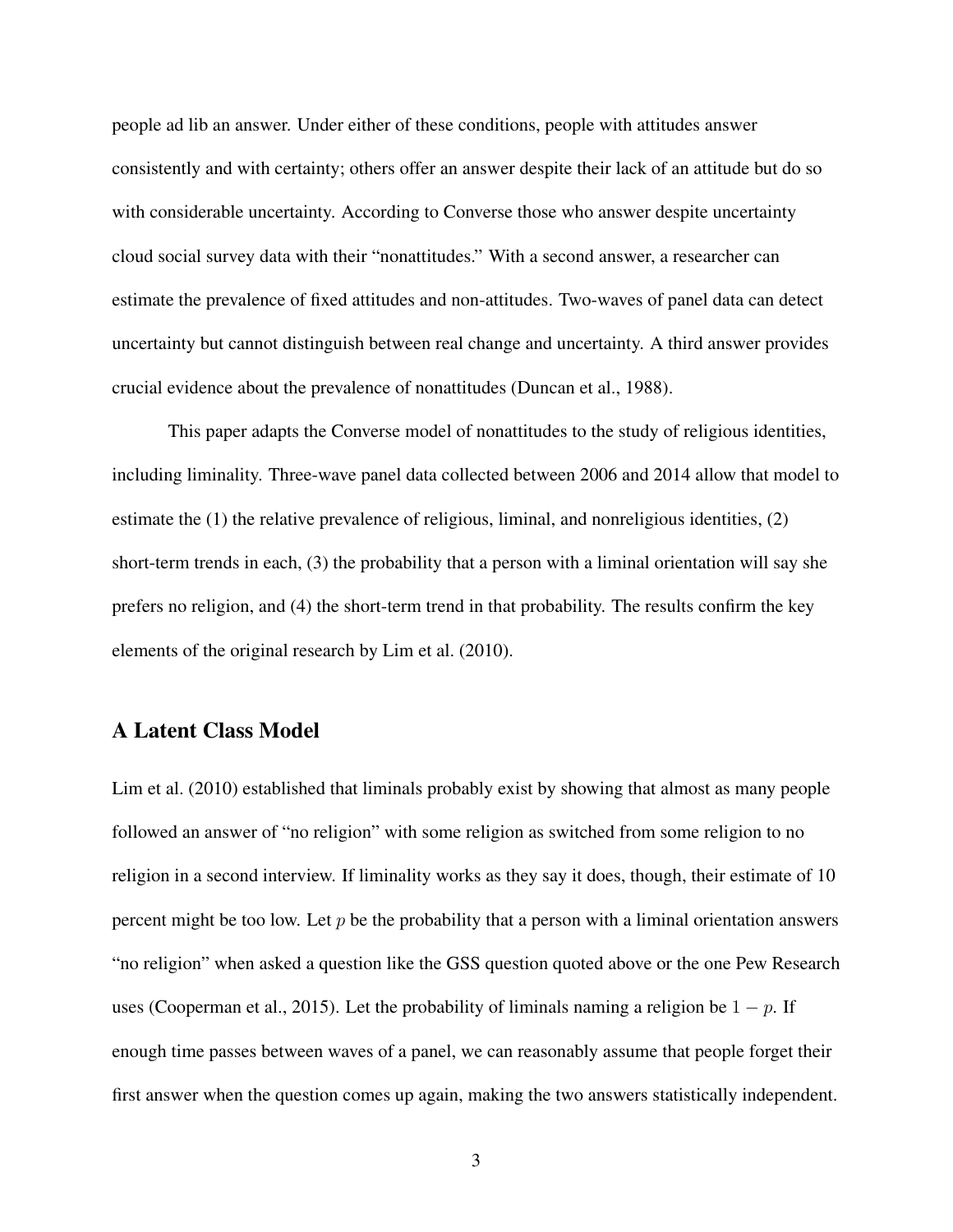people ad lib an answer. Under either of these conditions, people with attitudes answer consistently and with certainty; others offer an answer despite their lack of an attitude but do so with considerable uncertainty. According to Converse those who answer despite uncertainty cloud social survey data with their "nonattitudes." With a second answer, a researcher can estimate the prevalence of fixed attitudes and non-attitudes. Two-waves of panel data can detect uncertainty but cannot distinguish between real change and uncertainty. A third answer provides crucial evidence about the prevalence of nonattitudes (Duncan et al., 1988).

This paper adapts the Converse model of nonattitudes to the study of religious identities, including liminality. Three-wave panel data collected between 2006 and 2014 allow that model to estimate the (1) the relative prevalence of religious, liminal, and nonreligious identities, (2) short-term trends in each, (3) the probability that a person with a liminal orientation will say she prefers no religion, and (4) the short-term trend in that probability. The results confirm the key elements of the original research by Lim et al. (2010).

## A Latent Class Model

Lim et al. (2010) established that liminals probably exist by showing that almost as many people followed an answer of "no religion" with some religion as switched from some religion to no religion in a second interview. If liminality works as they say it does, though, their estimate of 10 percent might be too low. Let $p$ be the probability that a person with a liminal orientation answers "no religion" when asked a question like the GSS question quoted above or the one Pew Research uses (Cooperman et al., 2015). Let the probability of liminals naming a religion be $1 - p$. If enough time passes between waves of a panel, we can reasonably assume that people forget their first answer when the question comes up again, making the two answers statistically independent.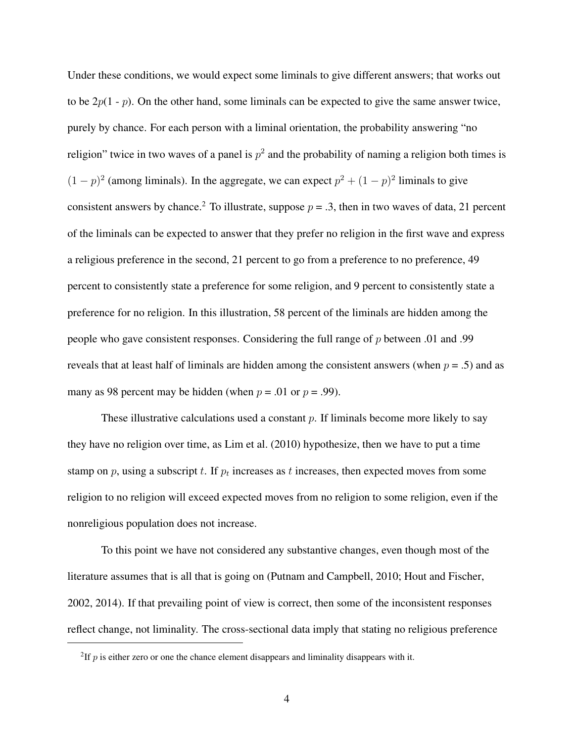Under these conditions, we would expect some liminals to give different answers; that works out to be $2p(1 - p)$. On the other hand, some liminals can be expected to give the same answer twice, purely by chance. For each person with a liminal orientation, the probability answering "no religion" twice in two waves of a panel is $p^2$ and the probability of naming a religion both times is $(1 - p)^2$ (among liminals). In the aggregate, we can expect $p^2 + (1 - p)^2$ liminals to give consistent answers by chance.[2] To illustrate, suppose $p = .3$, then in two waves of data, 21 percent of the liminals can be expected to answer that they prefer no religion in the first wave and express a religious preference in the second, 21 percent to go from a preference to no preference, 49 percent to consistently state a preference for some religion, and 9 percent to consistently state a preference for no religion. In this illustration, 58 percent of the liminals are hidden among the people who gave consistent responses. Considering the full range of $p$ between .01 and .99 reveals that at least half of liminals are hidden among the consistent answers (when $p = .5$) and as many as 98 percent may be hidden (when $p = .01$ or $p = .99$).

These illustrative calculations used a constant $p$. If liminals become more likely to say they have no religion over time, as Lim et al. (2010) hypothesize, then we have to put a time stamp on $p$, using a subscript $t$. If $p_t$ increases as $t$ increases, then expected moves from some religion to no religion will exceed expected moves from no religion to some religion, even if the nonreligious population does not increase.

To this point we have not considered any substantive changes, even though most of the literature assumes that is all that is going on (Putnam and Campbell, 2010; Hout and Fischer, 2002, 2014). If that prevailing point of view is correct, then some of the inconsistent responses reflect change, not liminality. The cross-sectional data imply that stating no religious preference

[2] If $p$ is either zero or one the chance element disappears and liminality disappears with it.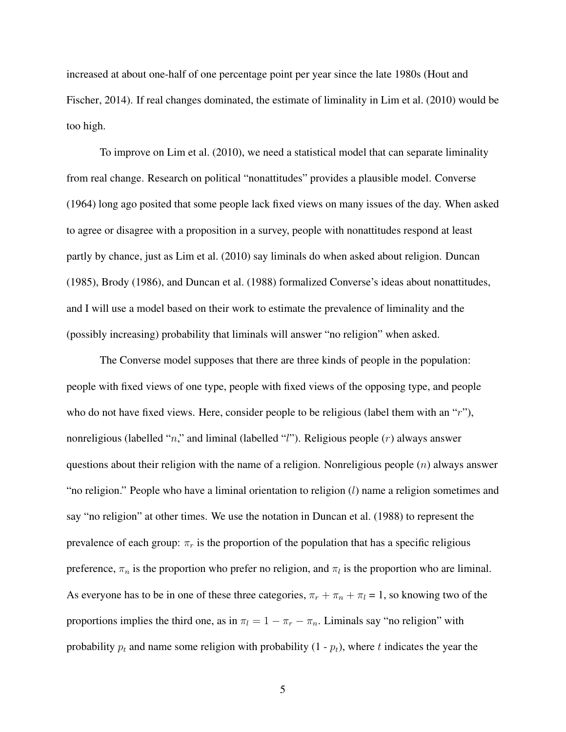increased at about one-half of one percentage point per year since the late 1980s (Hout and Fischer, 2014). If real changes dominated, the estimate of liminality in Lim et al. (2010) would be too high.

To improve on Lim et al. (2010), we need a statistical model that can separate liminality from real change. Research on political "nonattitudes" provides a plausible model. Converse (1964) long ago posited that some people lack fixed views on many issues of the day. When asked to agree or disagree with a proposition in a survey, people with nonattitudes respond at least partly by chance, just as Lim et al. (2010) say liminals do when asked about religion. Duncan (1985), Brody (1986), and Duncan et al. (1988) formalized Converse's ideas about nonattitudes, and I will use a model based on their work to estimate the prevalence of liminality and the (possibly increasing) probability that liminals will answer "no religion" when asked.

The Converse model supposes that there are three kinds of people in the population: people with fixed views of one type, people with fixed views of the opposing type, and people who do not have fixed views. Here, consider people to be religious (label them with an "$r$"), nonreligious (labelled "$n$," and liminal (labelled "$l$"). Religious people ($r$) always answer questions about their religion with the name of a religion. Nonreligious people ($n$) always answer "no religion." People who have a liminal orientation to religion ($l$) name a religion sometimes and say "no religion" at other times. We use the notation in Duncan et al. (1988) to represent the prevalence of each group: $\pi_r$ is the proportion of the population that has a specific religious preference, $\pi_n$ is the proportion who prefer no religion, and $\pi_l$ is the proportion who are liminal. As everyone has to be in one of these three categories, $\pi_r + \pi_n + \pi_l = 1$, so knowing two of the proportions implies the third one, as in $\pi_l = 1 - \pi_r - \pi_n$. Liminals say "no religion" with probability $p_t$ and name some religion with probability (1 - $p_t$), where $t$ indicates the year the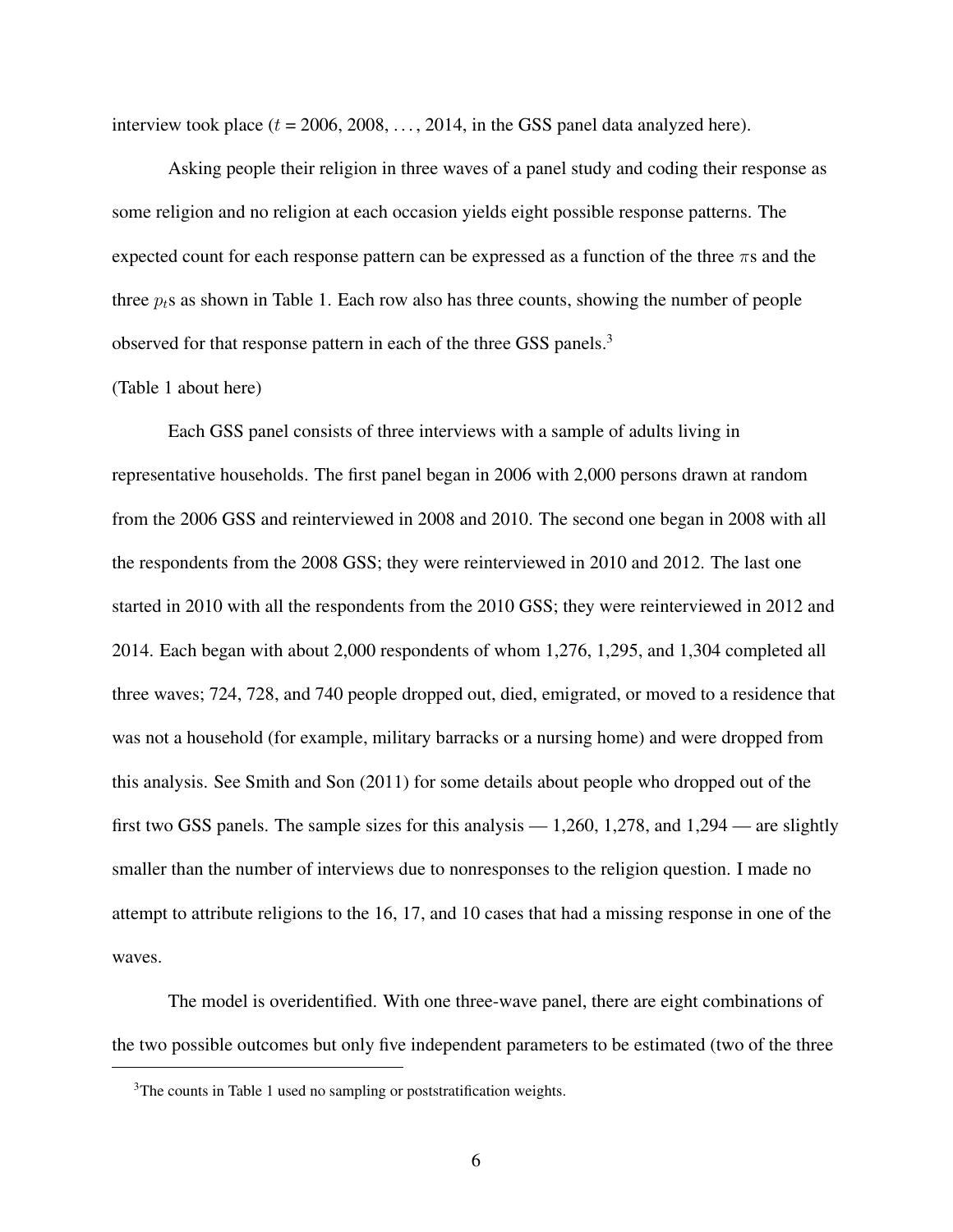interview took place ($t$ = 2006, 2008, …, 2014, in the GSS panel data analyzed here).

Asking people their religion in three waves of a panel study and coding their response as some religion and no religion at each occasion yields eight possible response patterns. The expected count for each response pattern can be expressed as a function of the three $\pi$s and the three $p_t$s as shown in Table 1. Each row also has three counts, showing the number of people observed for that response pattern in each of the three GSS panels.[3]

(Table 1 about here)

Each GSS panel consists of three interviews with a sample of adults living in representative households. The first panel began in 2006 with 2,000 persons drawn at random from the 2006 GSS and reinterviewed in 2008 and 2010. The second one began in 2008 with all the respondents from the 2008 GSS; they were reinterviewed in 2010 and 2012. The last one started in 2010 with all the respondents from the 2010 GSS; they were reinterviewed in 2012 and 2014. Each began with about 2,000 respondents of whom 1,276, 1,295, and 1,304 completed all three waves; 724, 728, and 740 people dropped out, died, emigrated, or moved to a residence that was not a household (for example, military barracks or a nursing home) and were dropped from this analysis. See Smith and Son (2011) for some details about people who dropped out of the first two GSS panels. The sample sizes for this analysis — 1,260, 1,278, and 1,294 — are slightly smaller than the number of interviews due to nonresponses to the religion question. I made no attempt to attribute religions to the 16, 17, and 10 cases that had a missing response in one of the waves.

The model is overidentified. With one three-wave panel, there are eight combinations of the two possible outcomes but only five independent parameters to be estimated (two of the three

[3] The counts in Table 1 used no sampling or poststratification weights.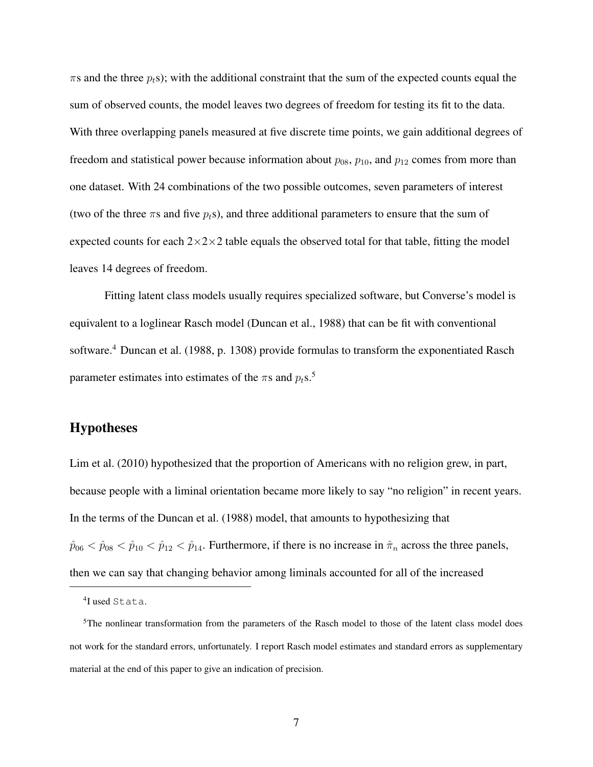$\pi$s and the three $p_t$s); with the additional constraint that the sum of the expected counts equal the sum of observed counts, the model leaves two degrees of freedom for testing its fit to the data. With three overlapping panels measured at five discrete time points, we gain additional degrees of freedom and statistical power because information about $p_{08}$, $p_{10}$, and $p_{12}$ comes from more than one dataset. With 24 combinations of the two possible outcomes, seven parameters of interest (two of the three $\pi$s and five $p_t$s), and three additional parameters to ensure that the sum of expected counts for each $2{\times}2{\times}2$ table equals the observed total for that table, fitting the model leaves 14 degrees of freedom.

Fitting latent class models usually requires specialized software, but Converse's model is equivalent to a loglinear Rasch model (Duncan et al., 1988) that can be fit with conventional software.[4] Duncan et al. (1988, p. 1308) provide formulas to transform the exponentiated Rasch parameter estimates into estimates of the $\pi$s and $p_t$s.[5]

## Hypotheses

Lim et al. (2010) hypothesized that the proportion of Americans with no religion grew, in part, because people with a liminal orientation became more likely to say "no religion" in recent years. In the terms of the Duncan et al. (1988) model, that amounts to hypothesizing that $\hat{p}_{06} < \hat{p}_{08} < \hat{p}_{10} < \hat{p}_{12} < \hat{p}_{14}$. Furthermore, if there is no increase in $\hat{\pi}_n$ across the three panels, then we can say that changing behavior among liminals accounted for all of the increased

[4] I used `Stata`.

[5] The nonlinear transformation from the parameters of the Rasch model to those of the latent class model does not work for the standard errors, unfortunately. I report Rasch model estimates and standard errors as supplementary material at the end of this paper to give an indication of precision.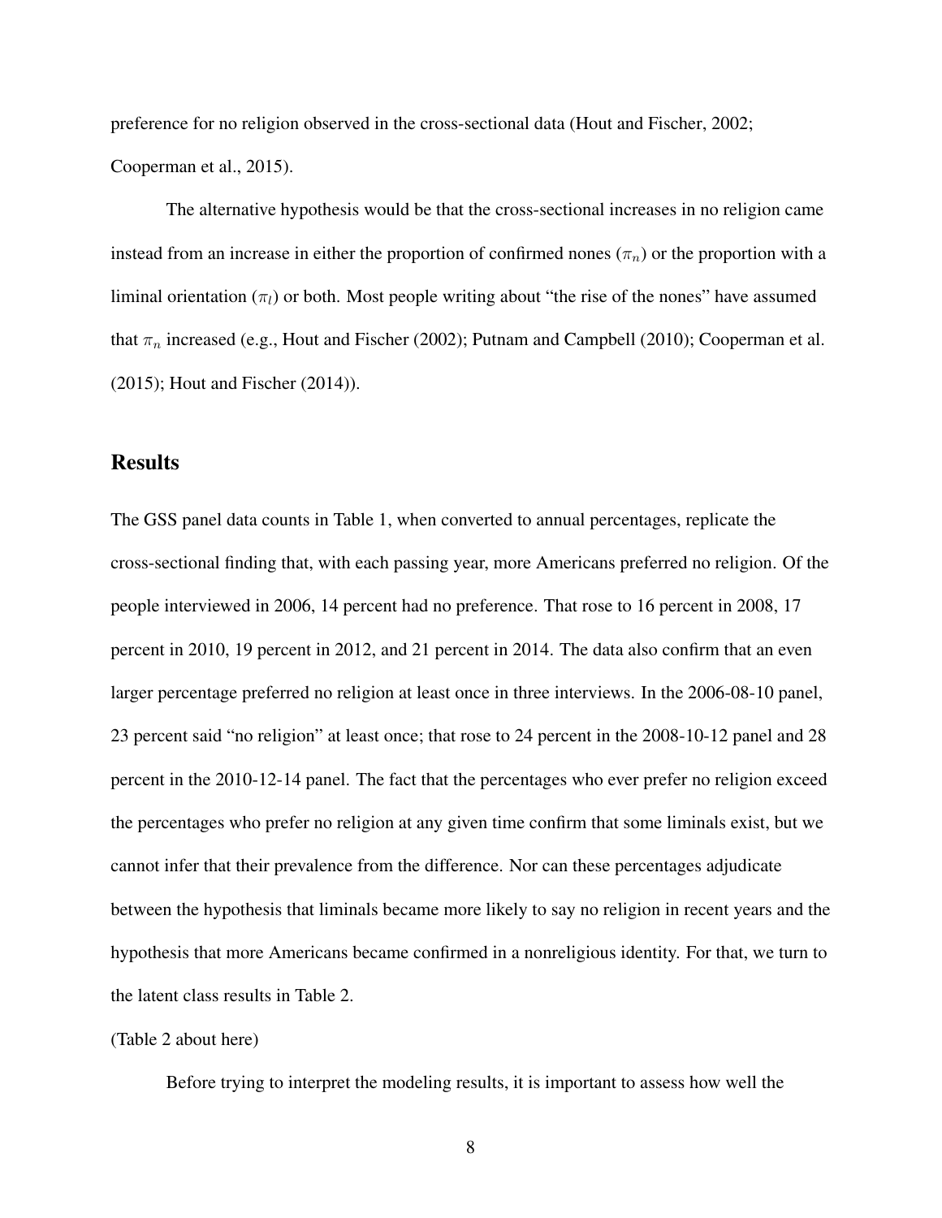preference for no religion observed in the cross-sectional data (Hout and Fischer, 2002; Cooperman et al., 2015).

The alternative hypothesis would be that the cross-sectional increases in no religion came instead from an increase in either the proportion of confirmed nones ($\pi_n$) or the proportion with a liminal orientation ($\pi_l$) or both. Most people writing about "the rise of the nones" have assumed that $\pi_n$ increased (e.g., Hout and Fischer (2002); Putnam and Campbell (2010); Cooperman et al. (2015); Hout and Fischer (2014)).

## Results

The GSS panel data counts in Table 1, when converted to annual percentages, replicate the cross-sectional finding that, with each passing year, more Americans preferred no religion. Of the people interviewed in 2006, 14 percent had no preference. That rose to 16 percent in 2008, 17 percent in 2010, 19 percent in 2012, and 21 percent in 2014. The data also confirm that an even larger percentage preferred no religion at least once in three interviews. In the 2006-08-10 panel, 23 percent said "no religion" at least once; that rose to 24 percent in the 2008-10-12 panel and 28 percent in the 2010-12-14 panel. The fact that the percentages who ever prefer no religion exceed the percentages who prefer no religion at any given time confirm that some liminals exist, but we cannot infer that their prevalence from the difference. Nor can these percentages adjudicate between the hypothesis that liminals became more likely to say no religion in recent years and the hypothesis that more Americans became confirmed in a nonreligious identity. For that, we turn to the latent class results in Table 2.

(Table 2 about here)

Before trying to interpret the modeling results, it is important to assess how well the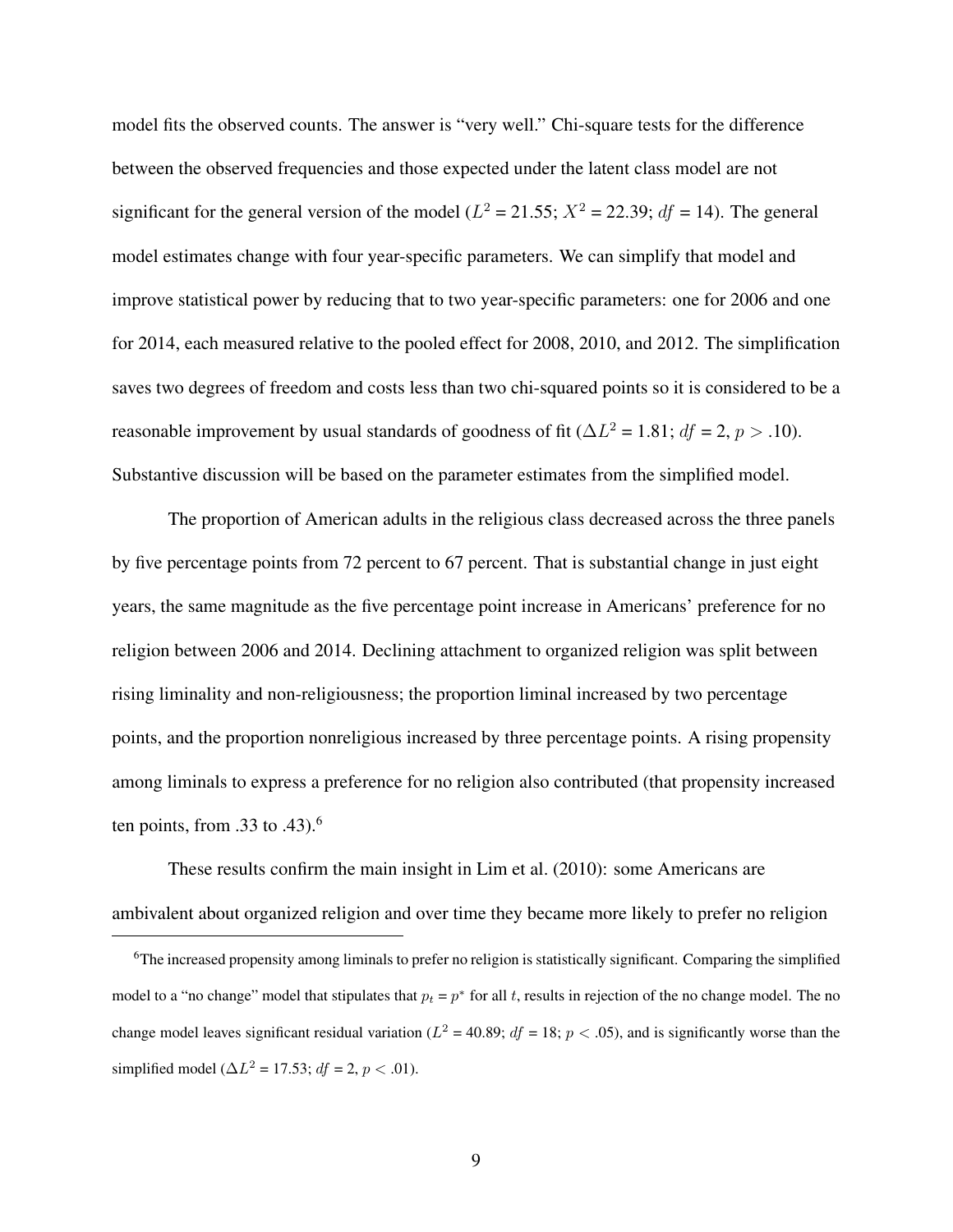model fits the observed counts. The answer is "very well." Chi-square tests for the difference between the observed frequencies and those expected under the latent class model are not significant for the general version of the model ($L^2$ = 21.55; $X^2$ = 22.39; $df$ = 14). The general model estimates change with four year-specific parameters. We can simplify that model and improve statistical power by reducing that to two year-specific parameters: one for 2006 and one for 2014, each measured relative to the pooled effect for 2008, 2010, and 2012. The simplification saves two degrees of freedom and costs less than two chi-squared points so it is considered to be a reasonable improvement by usual standards of goodness of fit ($\Delta L^2$ = 1.81; $df$ = 2, $p > .10$). Substantive discussion will be based on the parameter estimates from the simplified model.

The proportion of American adults in the religious class decreased across the three panels by five percentage points from 72 percent to 67 percent. That is substantial change in just eight years, the same magnitude as the five percentage point increase in Americans' preference for no religion between 2006 and 2014. Declining attachment to organized religion was split between rising liminality and non-religiousness; the proportion liminal increased by two percentage points, and the proportion nonreligious increased by three percentage points. A rising propensity among liminals to express a preference for no religion also contributed (that propensity increased ten points, from .33 to .43).[6]

These results confirm the main insight in Lim et al. (2010): some Americans are ambivalent about organized religion and over time they became more likely to prefer no religion

[6]The increased propensity among liminals to prefer no religion is statistically significant. Comparing the simplified model to a "no change" model that stipulates that $p_t = p^*$ for all $t$, results in rejection of the no change model. The no change model leaves significant residual variation ($L^2$ = 40.89; $df$ = 18; $p < .05$), and is significantly worse than the simplified model ($\Delta L^2$ = 17.53; $df$ = 2, $p < .01$).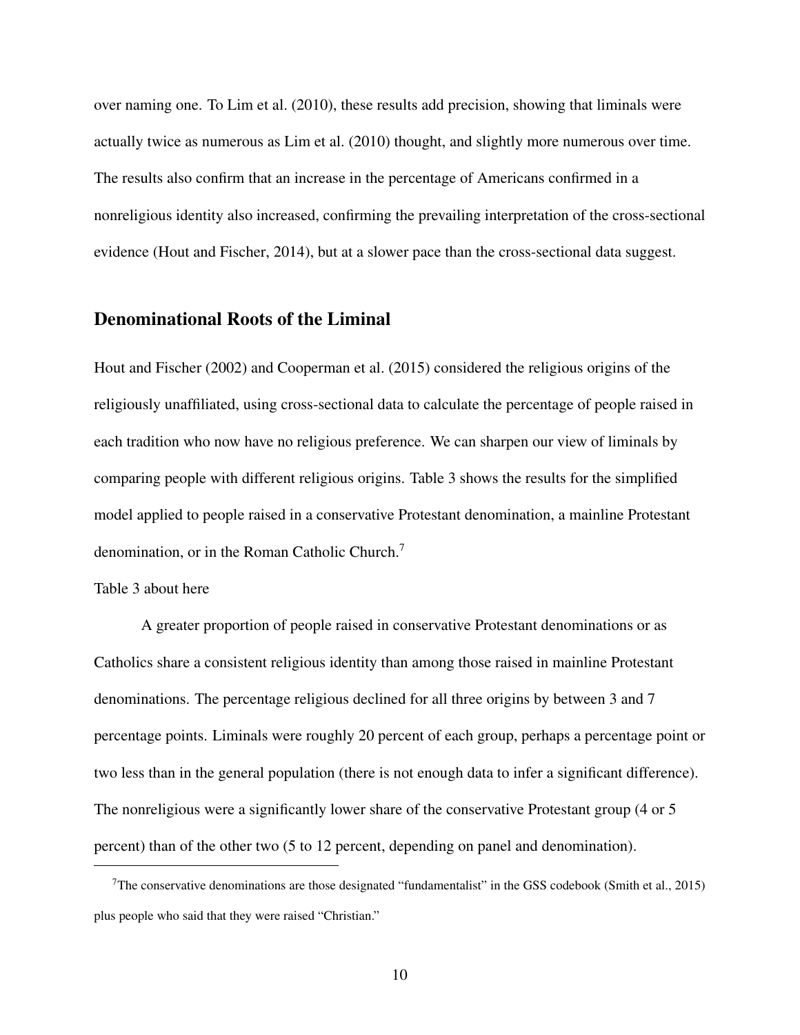over naming one. To Lim et al. (2010), these results add precision, showing that liminals were actually twice as numerous as Lim et al. (2010) thought, and slightly more numerous over time. The results also confirm that an increase in the percentage of Americans confirmed in a nonreligious identity also increased, confirming the prevailing interpretation of the cross-sectional evidence (Hout and Fischer, 2014), but at a slower pace than the cross-sectional data suggest.

## Denominational Roots of the Liminal

Hout and Fischer (2002) and Cooperman et al. (2015) considered the religious origins of the religiously unaffiliated, using cross-sectional data to calculate the percentage of people raised in each tradition who now have no religious preference. We can sharpen our view of liminals by comparing people with different religious origins. Table 3 shows the results for the simplified model applied to people raised in a conservative Protestant denomination, a mainline Protestant denomination, or in the Roman Catholic Church.[7]

Table 3 about here

A greater proportion of people raised in conservative Protestant denominations or as Catholics share a consistent religious identity than among those raised in mainline Protestant denominations. The percentage religious declined for all three origins by between 3 and 7 percentage points. Liminals were roughly 20 percent of each group, perhaps a percentage point or two less than in the general population (there is not enough data to infer a significant difference). The nonreligious were a significantly lower share of the conservative Protestant group (4 or 5 percent) than of the other two (5 to 12 percent, depending on panel and denomination).

[7]The conservative denominations are those designated "fundamentalist" in the GSS codebook (Smith et al., 2015) plus people who said that they were raised "Christian."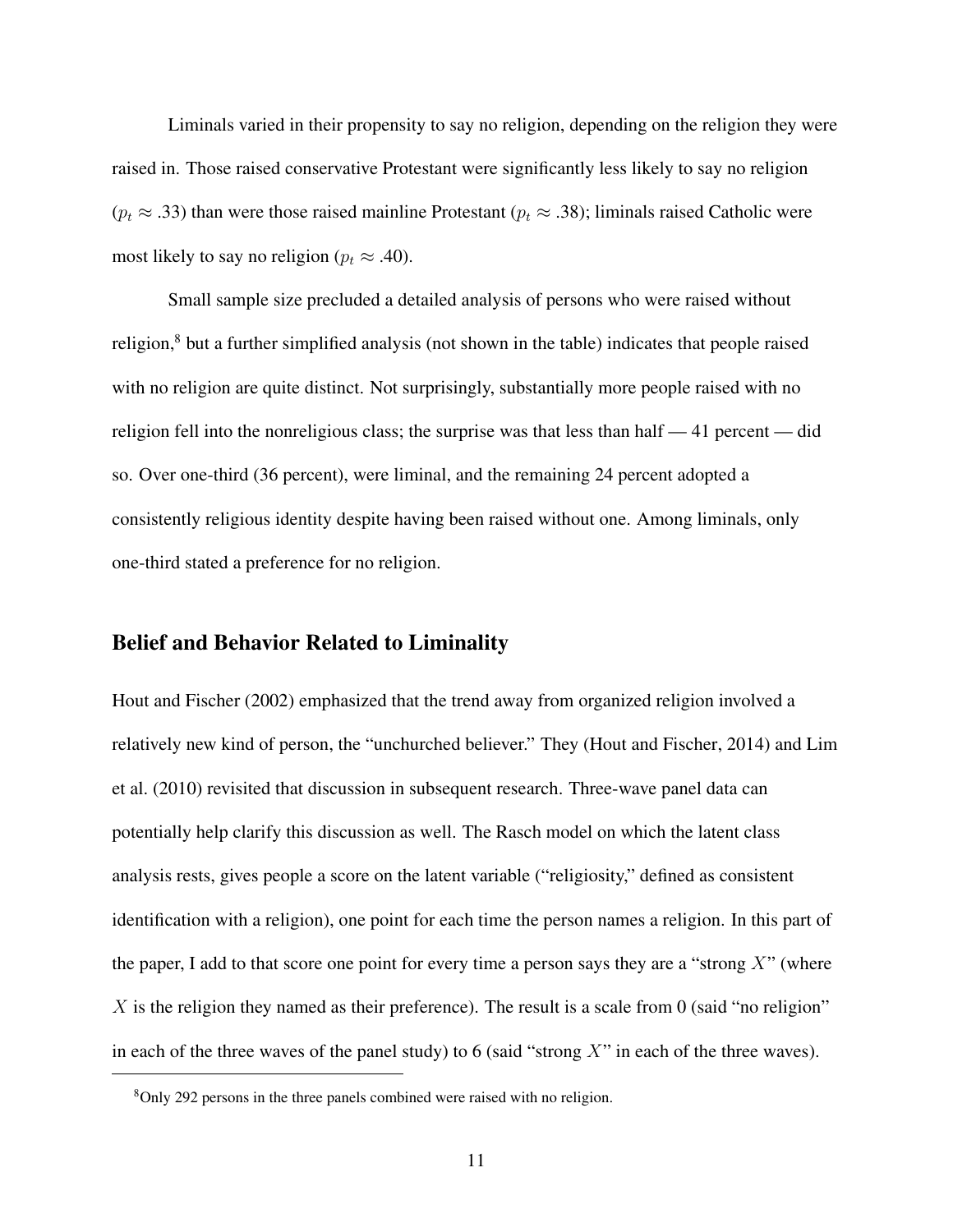Liminals varied in their propensity to say no religion, depending on the religion they were raised in. Those raised conservative Protestant were significantly less likely to say no religion ($p_t \approx .33$) than were those raised mainline Protestant ($p_t \approx .38$); liminals raised Catholic were most likely to say no religion ($p_t \approx .40$).

Small sample size precluded a detailed analysis of persons who were raised without religion,[8] but a further simplified analysis (not shown in the table) indicates that people raised with no religion are quite distinct. Not surprisingly, substantially more people raised with no religion fell into the nonreligious class; the surprise was that less than half — 41 percent — did so. Over one-third (36 percent), were liminal, and the remaining 24 percent adopted a consistently religious identity despite having been raised without one. Among liminals, only one-third stated a preference for no religion.

## Belief and Behavior Related to Liminality

Hout and Fischer (2002) emphasized that the trend away from organized religion involved a relatively new kind of person, the "unchurched believer." They (Hout and Fischer, 2014) and Lim et al. (2010) revisited that discussion in subsequent research. Three-wave panel data can potentially help clarify this discussion as well. The Rasch model on which the latent class analysis rests, gives people a score on the latent variable ("religiosity," defined as consistent identification with a religion), one point for each time the person names a religion. In this part of the paper, I add to that score one point for every time a person says they are a "strong $X$" (where $X$ is the religion they named as their preference). The result is a scale from 0 (said "no religion" in each of the three waves of the panel study) to 6 (said "strong $X$" in each of the three waves).

[8] Only 292 persons in the three panels combined were raised with no religion.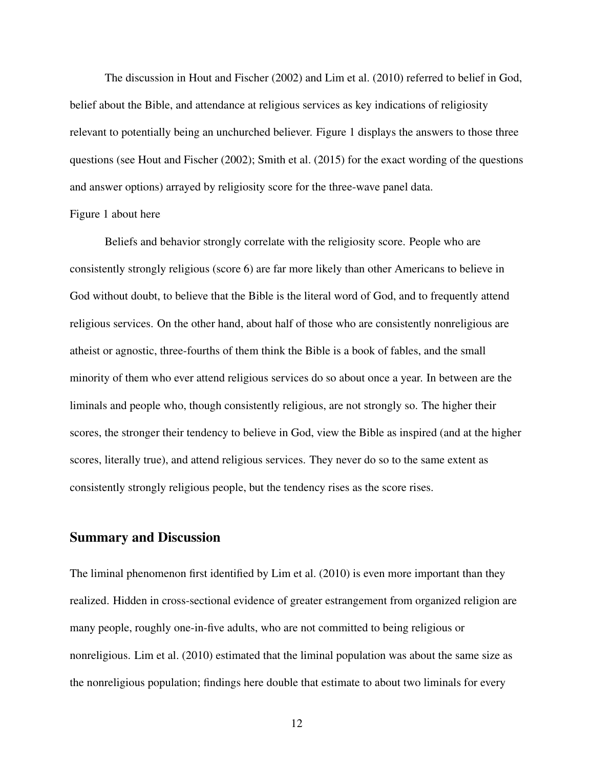The discussion in Hout and Fischer (2002) and Lim et al. (2010) referred to belief in God, belief about the Bible, and attendance at religious services as key indications of religiosity relevant to potentially being an unchurched believer. Figure 1 displays the answers to those three questions (see Hout and Fischer (2002); Smith et al. (2015) for the exact wording of the questions and answer options) arrayed by religiosity score for the three-wave panel data.

Figure 1 about here

Beliefs and behavior strongly correlate with the religiosity score. People who are consistently strongly religious (score 6) are far more likely than other Americans to believe in God without doubt, to believe that the Bible is the literal word of God, and to frequently attend religious services. On the other hand, about half of those who are consistently nonreligious are atheist or agnostic, three-fourths of them think the Bible is a book of fables, and the small minority of them who ever attend religious services do so about once a year. In between are the liminals and people who, though consistently religious, are not strongly so. The higher their scores, the stronger their tendency to believe in God, view the Bible as inspired (and at the higher scores, literally true), and attend religious services. They never do so to the same extent as consistently strongly religious people, but the tendency rises as the score rises.

## Summary and Discussion

The liminal phenomenon first identified by Lim et al. (2010) is even more important than they realized. Hidden in cross-sectional evidence of greater estrangement from organized religion are many people, roughly one-in-five adults, who are not committed to being religious or nonreligious. Lim et al. (2010) estimated that the liminal population was about the same size as the nonreligious population; findings here double that estimate to about two liminals for every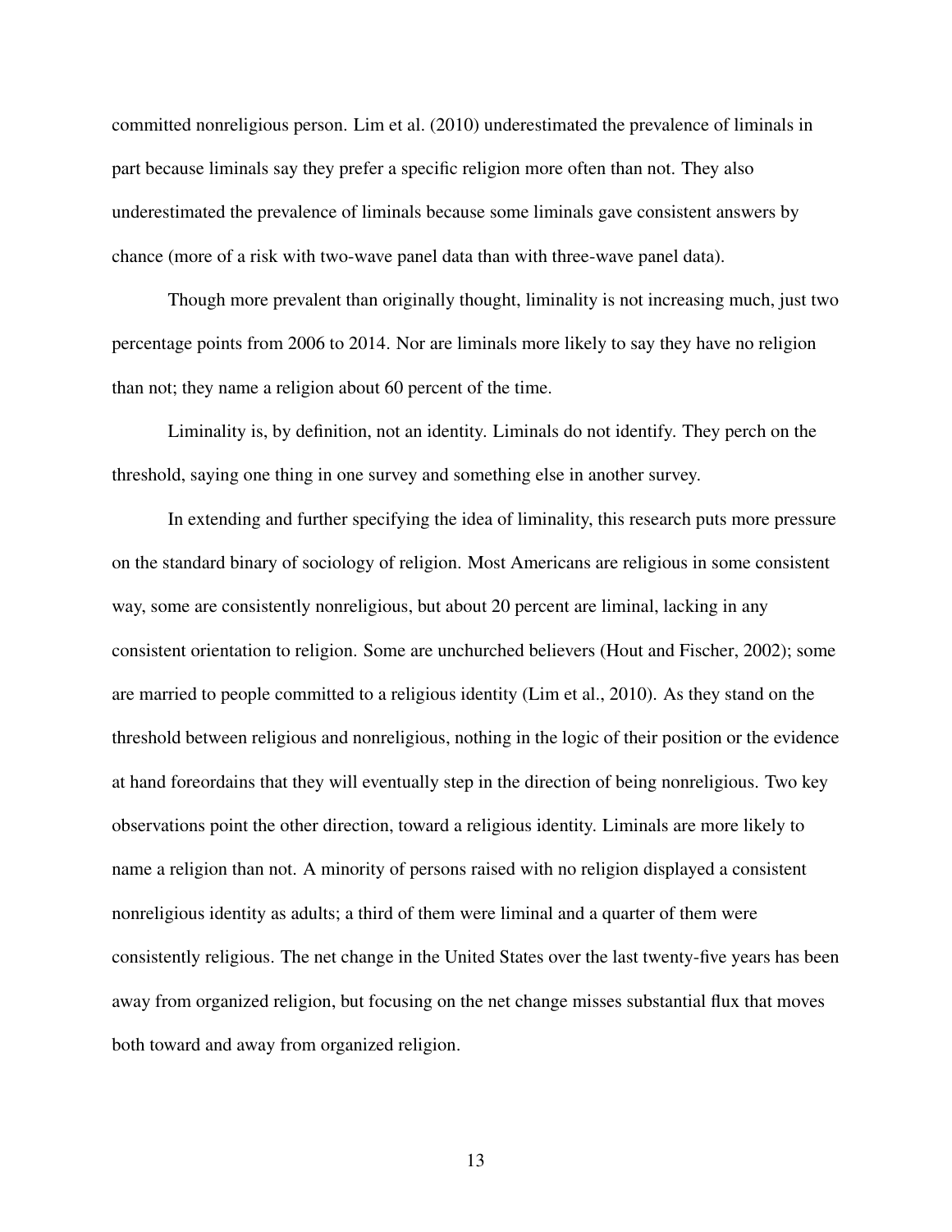committed nonreligious person. Lim et al. (2010) underestimated the prevalence of liminals in part because liminals say they prefer a specific religion more often than not. They also underestimated the prevalence of liminals because some liminals gave consistent answers by chance (more of a risk with two-wave panel data than with three-wave panel data).

Though more prevalent than originally thought, liminality is not increasing much, just two percentage points from 2006 to 2014. Nor are liminals more likely to say they have no religion than not; they name a religion about 60 percent of the time.

Liminality is, by definition, not an identity. Liminals do not identify. They perch on the threshold, saying one thing in one survey and something else in another survey.

In extending and further specifying the idea of liminality, this research puts more pressure on the standard binary of sociology of religion. Most Americans are religious in some consistent way, some are consistently nonreligious, but about 20 percent are liminal, lacking in any consistent orientation to religion. Some are unchurched believers (Hout and Fischer, 2002); some are married to people committed to a religious identity (Lim et al., 2010). As they stand on the threshold between religious and nonreligious, nothing in the logic of their position or the evidence at hand foreordains that they will eventually step in the direction of being nonreligious. Two key observations point the other direction, toward a religious identity. Liminals are more likely to name a religion than not. A minority of persons raised with no religion displayed a consistent nonreligious identity as adults; a third of them were liminal and a quarter of them were consistently religious. The net change in the United States over the last twenty-five years has been away from organized religion, but focusing on the net change misses substantial flux that moves both toward and away from organized religion.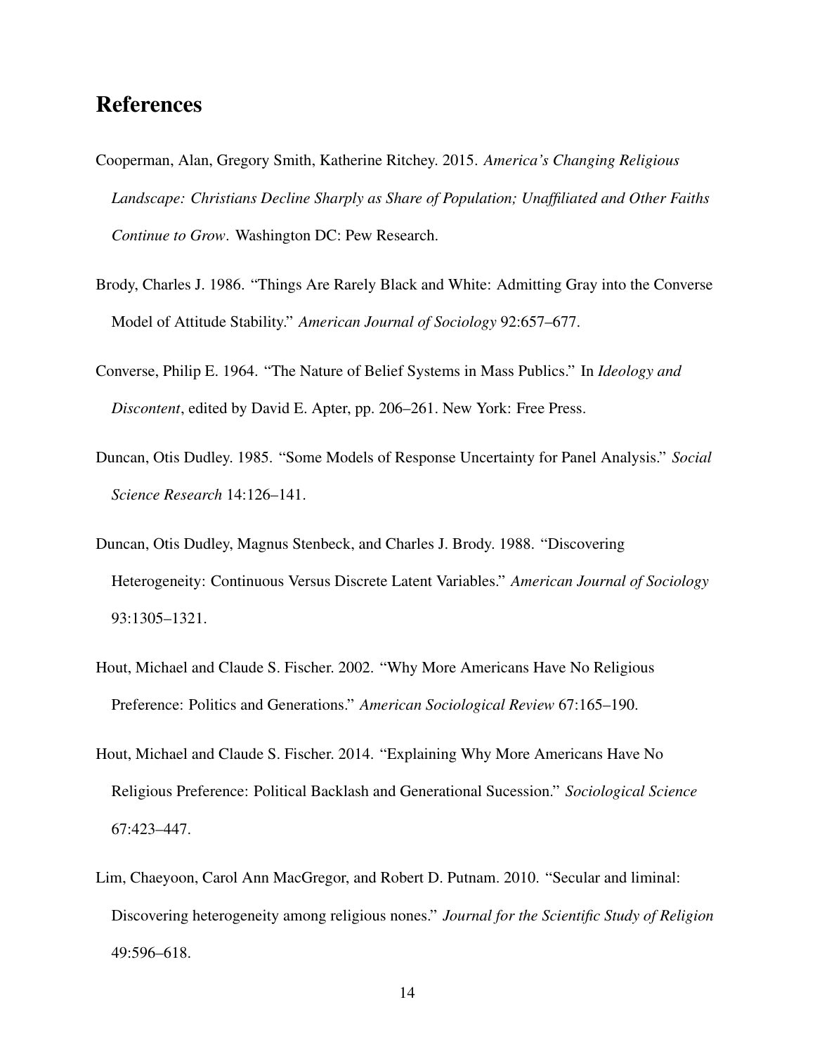# References

Cooperman, Alan, Gregory Smith, Katherine Ritchey. 2015. *America's Changing Religious Landscape: Christians Decline Sharply as Share of Population; Unaffiliated and Other Faiths Continue to Grow*. Washington DC: Pew Research.

Brody, Charles J. 1986. "Things Are Rarely Black and White: Admitting Gray into the Converse Model of Attitude Stability." *American Journal of Sociology* 92:657–677.

Converse, Philip E. 1964. "The Nature of Belief Systems in Mass Publics." In *Ideology and Discontent*, edited by David E. Apter, pp. 206–261. New York: Free Press.

Duncan, Otis Dudley. 1985. "Some Models of Response Uncertainty for Panel Analysis." *Social Science Research* 14:126–141.

Duncan, Otis Dudley, Magnus Stenbeck, and Charles J. Brody. 1988. "Discovering Heterogeneity: Continuous Versus Discrete Latent Variables." *American Journal of Sociology* 93:1305–1321.

Hout, Michael and Claude S. Fischer. 2002. "Why More Americans Have No Religious Preference: Politics and Generations." *American Sociological Review* 67:165–190.

Hout, Michael and Claude S. Fischer. 2014. "Explaining Why More Americans Have No Religious Preference: Political Backlash and Generational Sucession." *Sociological Science* 67:423–447.

Lim, Chaeyoon, Carol Ann MacGregor, and Robert D. Putnam. 2010. "Secular and liminal: Discovering heterogeneity among religious nones." *Journal for the Scientific Study of Religion* 49:596–618.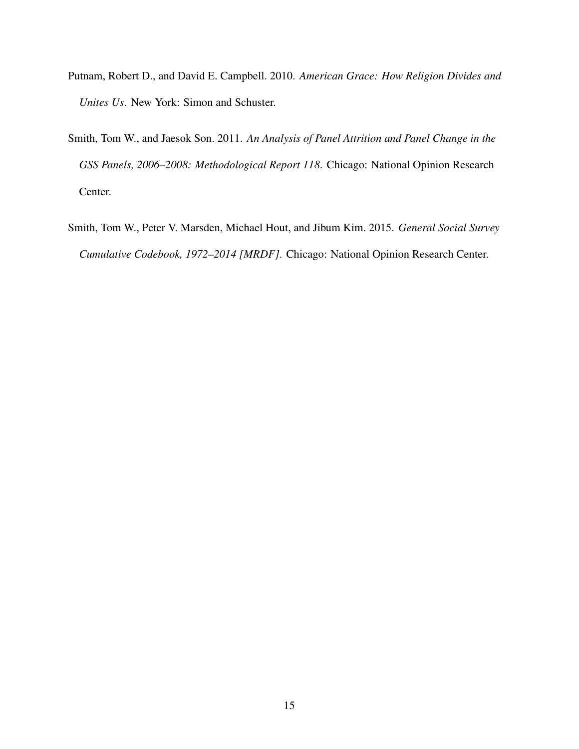Putnam, Robert D., and David E. Campbell. 2010. *American Grace: How Religion Divides and Unites Us*. New York: Simon and Schuster.

Smith, Tom W., and Jaesok Son. 2011. *An Analysis of Panel Attrition and Panel Change in the GSS Panels, 2006–2008: Methodological Report 118*. Chicago: National Opinion Research Center.

Smith, Tom W., Peter V. Marsden, Michael Hout, and Jibum Kim. 2015. *General Social Survey Cumulative Codebook, 1972–2014 [MRDF]*. Chicago: National Opinion Research Center.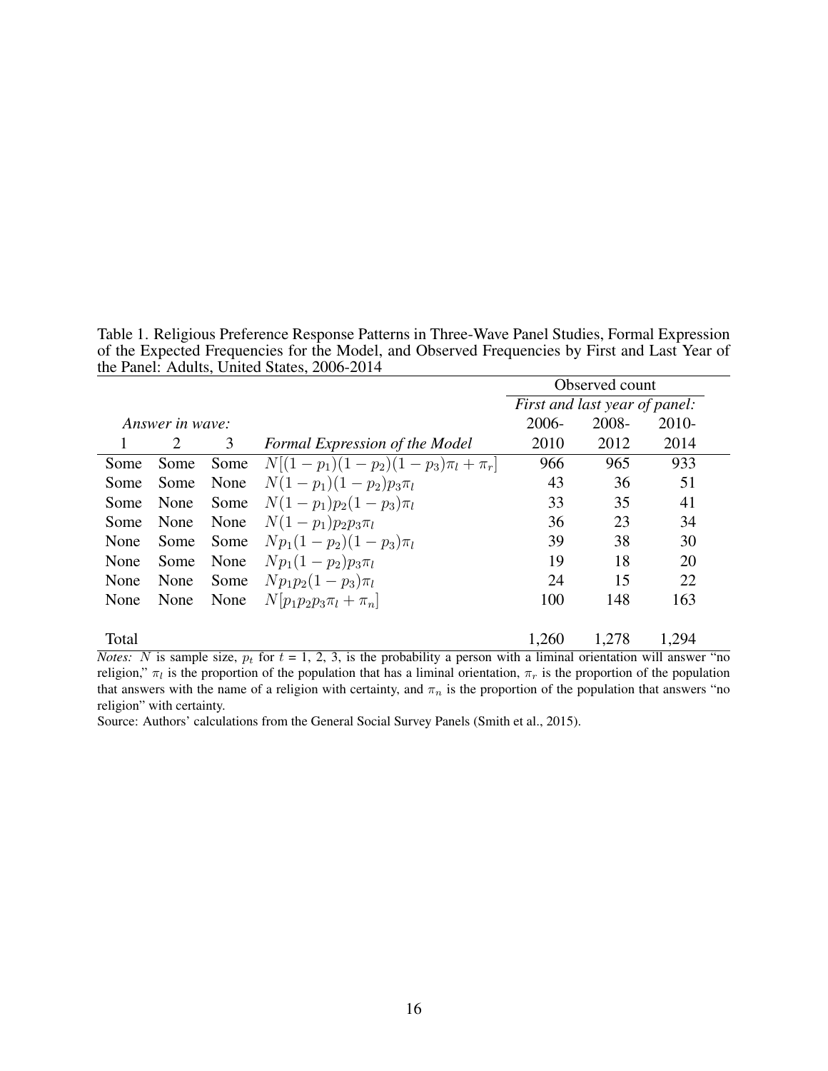Table 1. Religious Preference Response Patterns in Three-Wave Panel Studies, Formal Expression of the Expected Frequencies for the Model, and Observed Frequencies by First and Last Year of the Panel: Adults, United States, 2006-2014

| | | | | Observed count | | |
|---|---|---|---|---|---|---|
| | | | | *First and last year of panel:* | | |
| *Answer in wave:* | | | | 2006- | 2008- | 2010- |
| 1 | 2 | 3 | *Formal Expression of the Model* | 2010 | 2012 | 2014 |
| Some | Some | Some | $N[(1-p_1)(1-p_2)(1-p_3)\pi_l + \pi_r]$ | 966 | 965 | 933 |
| Some | Some | None | $N(1-p_1)(1-p_2)p_3\pi_l$ | 43 | 36 | 51 |
| Some | None | Some | $N(1-p_1)p_2(1-p_3)\pi_l$ | 33 | 35 | 41 |
| Some | None | None | $N(1-p_1)p_2p_3\pi_l$ | 36 | 23 | 34 |
| None | Some | Some | $Np_1(1-p_2)(1-p_3)\pi_l$ | 39 | 38 | 30 |
| None | Some | None | $Np_1(1-p_2)p_3\pi_l$ | 19 | 18 | 20 |
| None | None | Some | $Np_1p_2(1-p_3)\pi_l$ | 24 | 15 | 22 |
| None | None | None | $N[p_1p_2p_3\pi_l + \pi_n]$ | 100 | 148 | 163 |
| Total | | | | 1,260 | 1,278 | 1,294 |

*Notes:* $N$ is sample size, $p_t$ for $t$ = 1, 2, 3, is the probability a person with a liminal orientation will answer "no religion," $\pi_l$ is the proportion of the population that has a liminal orientation, $\pi_r$ is the proportion of the population that answers with the name of a religion with certainty, and $\pi_n$ is the proportion of the population that answers "no religion" with certainty.

Source: Authors' calculations from the General Social Survey Panels (Smith et al., 2015).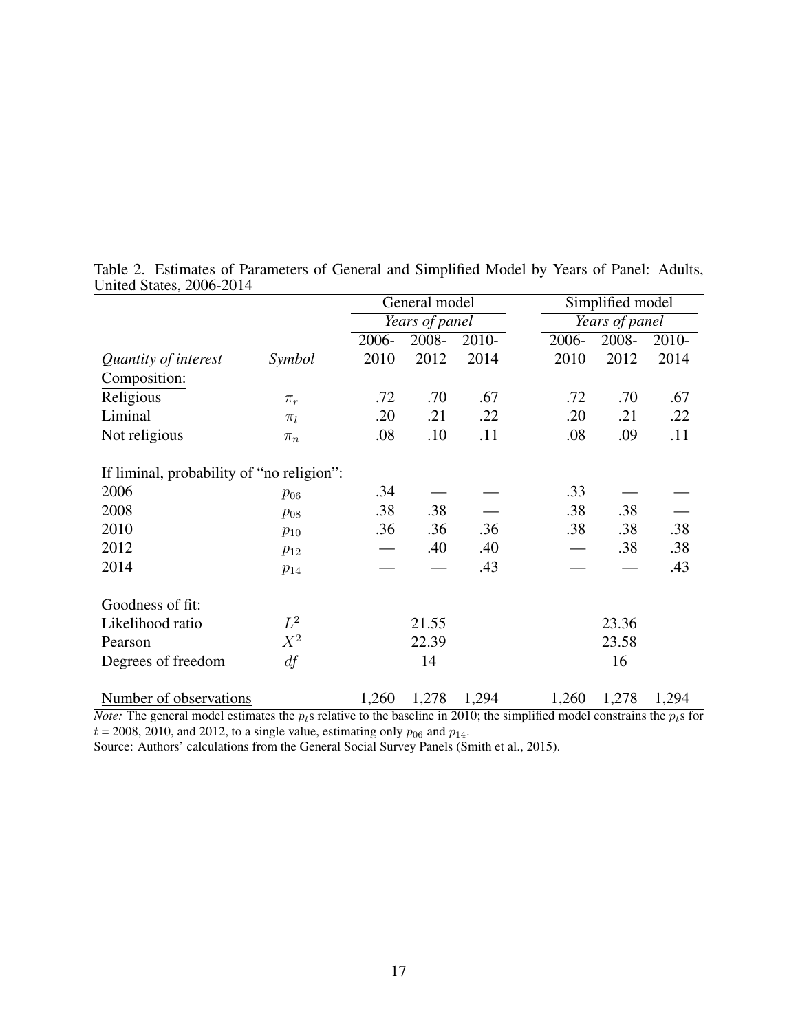Table 2. Estimates of Parameters of General and Simplified Model by Years of Panel: Adults, United States, 2006-2014

| | | General model | | | Simplified model | | |
|---|---|---|---|---|---|---|---|
| | | *Years of panel* | | | *Years of panel* | | |
| *Quantity of interest* | *Symbol* | 2006-2010 | 2008-2012 | 2010-2014 | 2006-2010 | 2008-2012 | 2010-2014 |
| Composition: | | | | | | | |
| Religious | $\pi_r$ | .72 | .70 | .67 | .72 | .70 | .67 |
| Liminal | $\pi_l$ | .20 | .21 | .22 | .20 | .21 | .22 |
| Not religious | $\pi_n$ | .08 | .10 | .11 | .08 | .09 | .11 |
| If liminal, probability of "no religion": | | | | | | | |
| 2006 | $p_{06}$ | .34 | — | — | .33 | — | — |
| 2008 | $p_{08}$ | .38 | .38 | — | .38 | .38 | — |
| 2010 | $p_{10}$ | .36 | .36 | .36 | .38 | .38 | .38 |
| 2012 | $p_{12}$ | — | .40 | .40 | — | .38 | .38 |
| 2014 | $p_{14}$ | — | — | .43 | — | — | .43 |
| Goodness of fit: | | | | | | | |
| Likelihood ratio | $L^2$ | | 21.55 | | | 23.36 | |
| Pearson | $X^2$ | | 22.39 | | | 23.58 | |
| Degrees of freedom | $df$ | | 14 | | | 16 | |
| Number of observations | | 1,260 | 1,278 | 1,294 | 1,260 | 1,278 | 1,294 |

*Note:* The general model estimates the $p_t$s relative to the baseline in 2010; the simplified model constrains the $p_t$s for $t$ = 2008, 2010, and 2012, to a single value, estimating only $p_{06}$ and $p_{14}$.

Source: Authors' calculations from the General Social Survey Panels (Smith et al., 2015).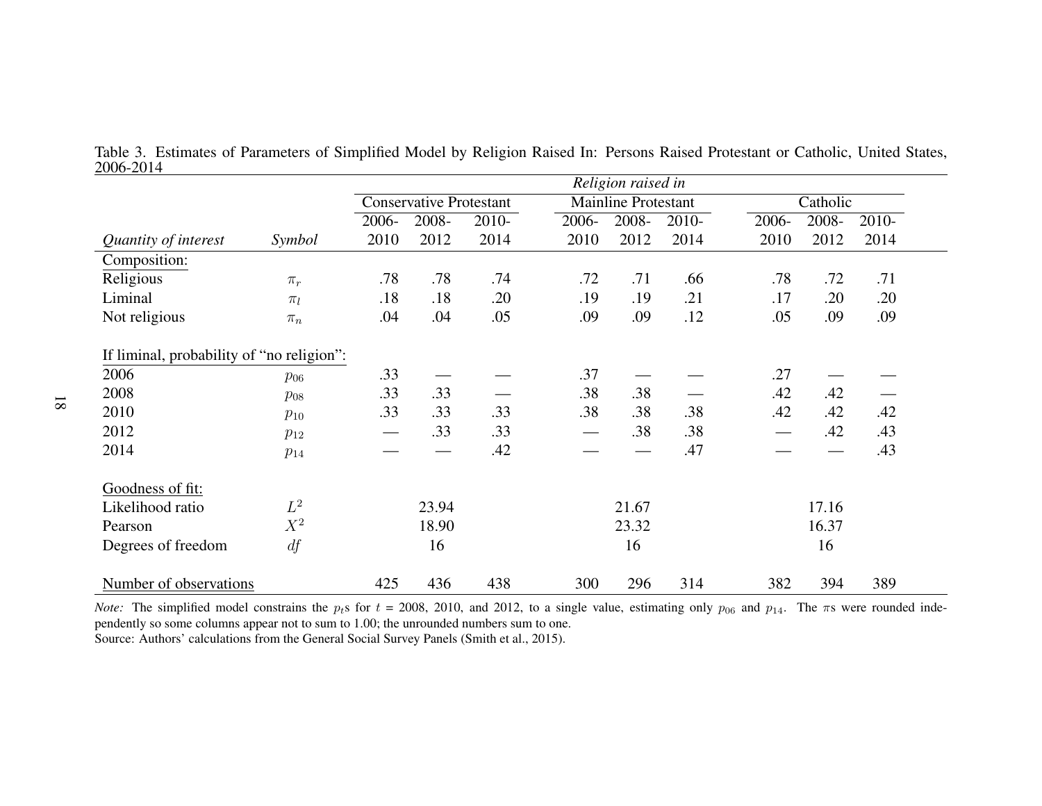Table 3. Estimates of Parameters of Simplified Model by Religion Raised In: Persons Raised Protestant or Catholic, United States, 2006-2014

| | | *Religion raised in* | | | | | | | | |
|---|---|---|---|---|---|---|---|---|---|---|
| | | Conservative Protestant | | | Mainline Protestant | | | Catholic | | |
| *Quantity of interest* | *Symbol* | 2006-2010 | 2008-2012 | 2010-2014 | 2006-2010 | 2008-2012 | 2010-2014 | 2006-2010 | 2008-2012 | 2010-2014 |
| Composition: | | | | | | | | | | |
| Religious | $\pi_r$ | .78 | .78 | .74 | .72 | .71 | .66 | .78 | .72 | .71 |
| Liminal | $\pi_l$ | .18 | .18 | .20 | .19 | .19 | .21 | .17 | .20 | .20 |
| Not religious | $\pi_n$ | .04 | .04 | .05 | .09 | .09 | .12 | .05 | .09 | .09 |
| If liminal, probability of "no religion": | | | | | | | | | | |
| 2006 | $p_{06}$ | .33 | — | — | .37 | — | — | .27 | — | — |
| 2008 | $p_{08}$ | .33 | .33 | — | .38 | .38 | — | .42 | .42 | — |
| 2010 | $p_{10}$ | .33 | .33 | .33 | .38 | .38 | .38 | .42 | .42 | .42 |
| 2012 | $p_{12}$ | — | .33 | .33 | — | .38 | .38 | — | .42 | .43 |
| 2014 | $p_{14}$ | — | — | .42 | — | — | .47 | — | — | .43 |
| Goodness of fit: | | | | | | | | | | |
| Likelihood ratio | $L^2$ | | 23.94 | | | 21.67 | | | 17.16 | |
| Pearson | $X^2$ | | 18.90 | | | 23.32 | | | 16.37 | |
| Degrees of freedom | $df$ | | 16 | | | 16 | | | 16 | |
| Number of observations | | 425 | 436 | 438 | 300 | 296 | 314 | 382 | 394 | 389 |

*Note:* The simplified model constrains the $p_t$s for $t$ = 2008, 2010, and 2012, to a single value, estimating only $p_{06}$ and $p_{14}$. The $\pi$s were rounded independently so some columns appear not to sum to 1.00; the unrounded numbers sum to one.
Source: Authors' calculations from the General Social Survey Panels (Smith et al., 2015).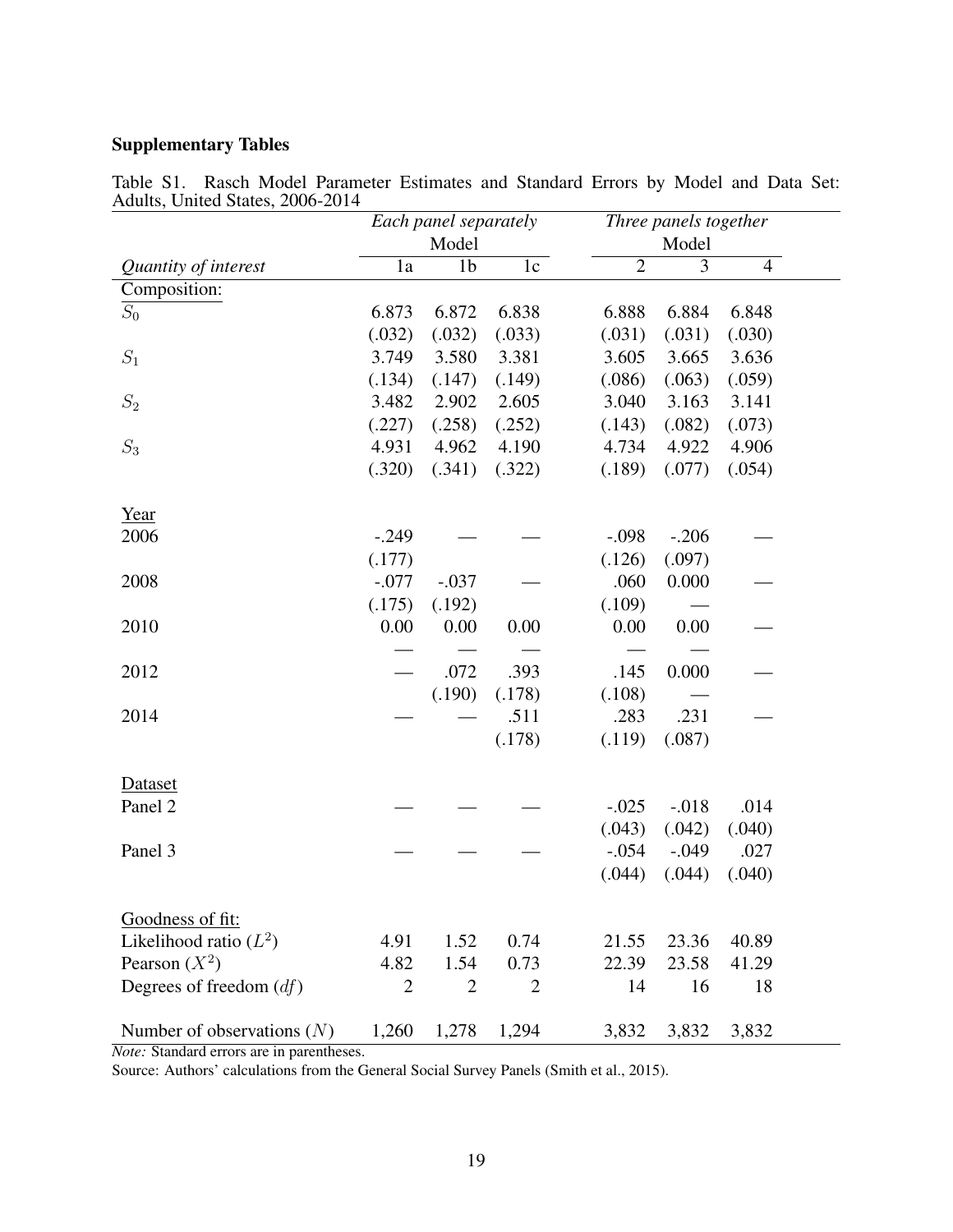## Supplementary Tables

Table S1. Rasch Model Parameter Estimates and Standard Errors by Model and Data Set: Adults, United States, 2006-2014

| | *Each panel separately* | | | *Three panels together* | | |
|---|---|---|---|---|---|---|
| | Model | | | Model | | |
| *Quantity of interest* | 1a | 1b | 1c | 2 | 3 | 4 |
| Composition: | | | | | | |
| $S_0$ | 6.873 | 6.872 | 6.838 | 6.888 | 6.884 | 6.848 |
| | (.032) | (.032) | (.033) | (.031) | (.031) | (.030) |
| $S_1$ | 3.749 | 3.580 | 3.381 | 3.605 | 3.665 | 3.636 |
| | (.134) | (.147) | (.149) | (.086) | (.063) | (.059) |
| $S_2$ | 3.482 | 2.902 | 2.605 | 3.040 | 3.163 | 3.141 |
| | (.227) | (.258) | (.252) | (.143) | (.082) | (.073) |
| $S_3$ | 4.931 | 4.962 | 4.190 | 4.734 | 4.922 | 4.906 |
| | (.320) | (.341) | (.322) | (.189) | (.077) | (.054) |
| Year | | | | | | |
| 2006 | -.249 | — | — | -.098 | -.206 | — |
| | (.177) | | | (.126) | (.097) | |
| 2008 | -.077 | -.037 | — | .060 | 0.000 | — |
| | (.175) | (.192) | | (.109) | — | |
| 2010 | 0.00 | 0.00 | 0.00 | 0.00 | 0.00 | — |
| | — | — | — | — | — | |
| 2012 | — | .072 | .393 | .145 | 0.000 | — |
| | | (.190) | (.178) | (.108) | — | |
| 2014 | — | — | .511 | .283 | .231 | — |
| | | | (.178) | (.119) | (.087) | |
| Dataset | | | | | | |
| Panel 2 | — | — | — | -.025 | -.018 | .014 |
| | | | | (.043) | (.042) | (.040) |
| Panel 3 | — | — | — | -.054 | -.049 | .027 |
| | | | | (.044) | (.044) | (.040) |
| Goodness of fit: | | | | | | |
| Likelihood ratio ($L^2$) | 4.91 | 1.52 | 0.74 | 21.55 | 23.36 | 40.89 |
| Pearson ($X^2$) | 4.82 | 1.54 | 0.73 | 22.39 | 23.58 | 41.29 |
| Degrees of freedom ($df$) | 2 | 2 | 2 | 14 | 16 | 18 |
| Number of observations ($N$) | 1,260 | 1,278 | 1,294 | 3,832 | 3,832 | 3,832 |

*Note:* Standard errors are in parentheses.

Source: Authors' calculations from the General Social Survey Panels (Smith et al., 2015).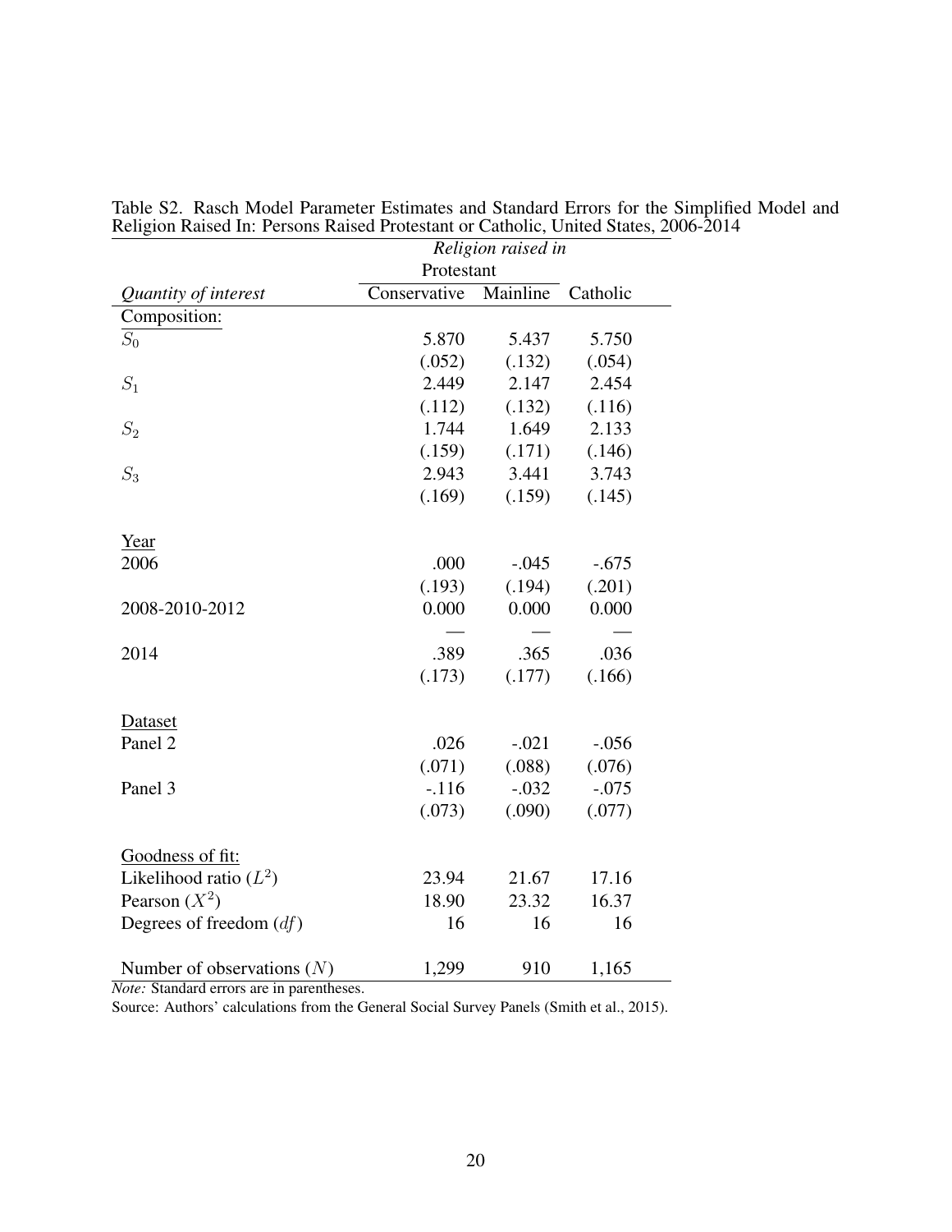Table S2. Rasch Model Parameter Estimates and Standard Errors for the Simplified Model and Religion Raised In: Persons Raised Protestant or Catholic, United States, 2006-2014

| | *Religion raised in* | | |
|---|---|---|---|
| | Protestant | | |
| *Quantity of interest* | Conservative | Mainline | Catholic |
| Composition: | | | |
| $S_0$ | 5.870 | 5.437 | 5.750 |
| | (.052) | (.132) | (.054) |
| $S_1$ | 2.449 | 2.147 | 2.454 |
| | (.112) | (.132) | (.116) |
| $S_2$ | 1.744 | 1.649 | 2.133 |
| | (.159) | (.171) | (.146) |
| $S_3$ | 2.943 | 3.441 | 3.743 |
| | (.169) | (.159) | (.145) |
| Year | | | |
| 2006 | .000 | -.045 | -.675 |
| | (.193) | (.194) | (.201) |
| 2008-2010-2012 | 0.000 | 0.000 | 0.000 |
| | — | — | — |
| 2014 | .389 | .365 | .036 |
| | (.173) | (.177) | (.166) |
| Dataset | | | |
| Panel 2 | .026 | -.021 | -.056 |
| | (.071) | (.088) | (.076) |
| Panel 3 | -.116 | -.032 | -.075 |
| | (.073) | (.090) | (.077) |
| Goodness of fit: | | | |
| Likelihood ratio ($L^2$) | 23.94 | 21.67 | 17.16 |
| Pearson ($X^2$) | 18.90 | 23.32 | 16.37 |
| Degrees of freedom ($df$) | 16 | 16 | 16 |
| Number of observations ($N$) | 1,299 | 910 | 1,165 |

*Note:* Standard errors are in parentheses.

Source: Authors' calculations from the General Social Survey Panels (Smith et al., 2015).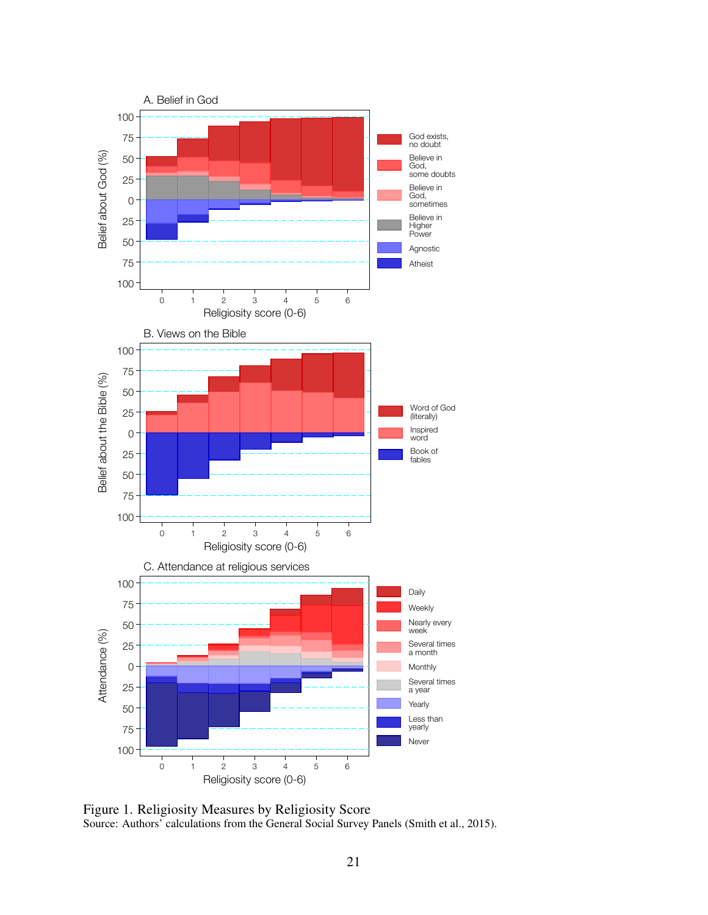A. Belief in God

Belief about God (%)

100
75
50
25
0
25
50
75
100

0 1 2 3 4 5 6

Religiosity score (0-6)

God exists, no doubt
Believe in God, some doubts
Believe in God, sometimes
Believe in Higher Power
Agnostic
Atheist

B. Views on the Bible

Belief about the Bible (%)

100
75
50
25
0
25
50
75
100

0 1 2 3 4 5 6

Religiosity score (0-6)

Word of God (literally)
Inspired word
Book of fables

C. Attendance at religious services

Attendance (%)

100
75
50
25
0
25
50
75
100

0 1 2 3 4 5 6

Religiosity score (0-6)

Daily
Weekly
Nearly every week
Several times a month
Monthly
Several times a year
Yearly
Less than yearly
Never

Figure 1. Religiosity Measures by Religiosity Score
Source: Authors' calculations from the General Social Survey Panels (Smith et al., 2015).